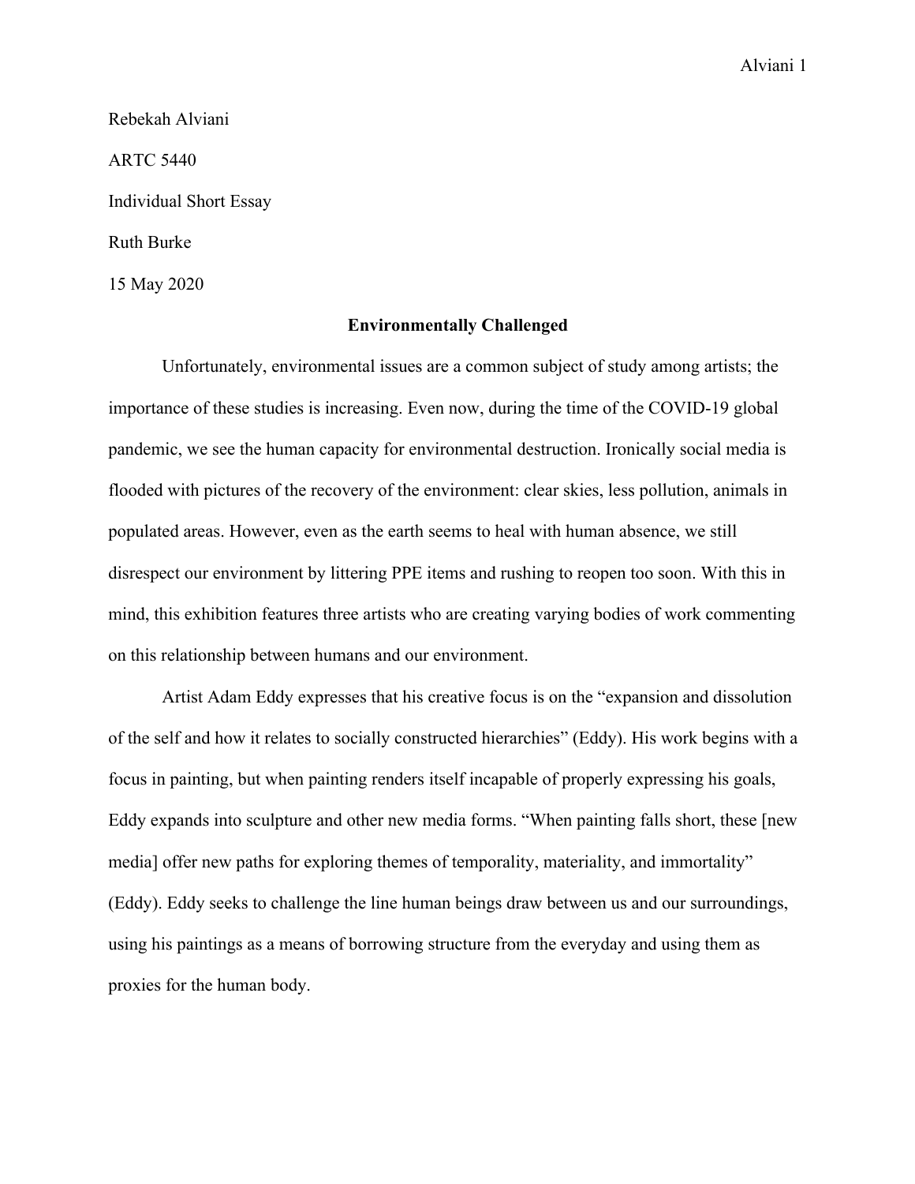Rebekah Alviani

ARTC 5440

Individual Short Essay

Ruth Burke

15 May 2020

**Environmentally Challenged**

Unfortunately, environmental issues are a common subject of study among artists; the importance of these studies is increasing. Even now, during the time of the COVID-19 global pandemic, we see the human capacity for environmental destruction. Ironically social media is flooded with pictures of the recovery of the environment: clear skies, less pollution, animals in populated areas. However, even as the earth seems to heal with human absence, we still disrespect our environment by littering PPE items and rushing to reopen too soon. With this in mind, this exhibition features three artists who are creating varying bodies of work commenting on this relationship between humans and our environment.

Artist Adam Eddy expresses that his creative focus is on the "expansion and dissolution of the self and how it relates to socially constructed hierarchies" (Eddy). His work begins with a focus in painting, but when painting renders itself incapable of properly expressing his goals, Eddy expands into sculpture and other new media forms. "When painting falls short, these [new media] offer new paths for exploring themes of temporality, materiality, and immortality" (Eddy). Eddy seeks to challenge the line human beings draw between us and our surroundings, using his paintings as a means of borrowing structure from the everyday and using them as proxies for the human body.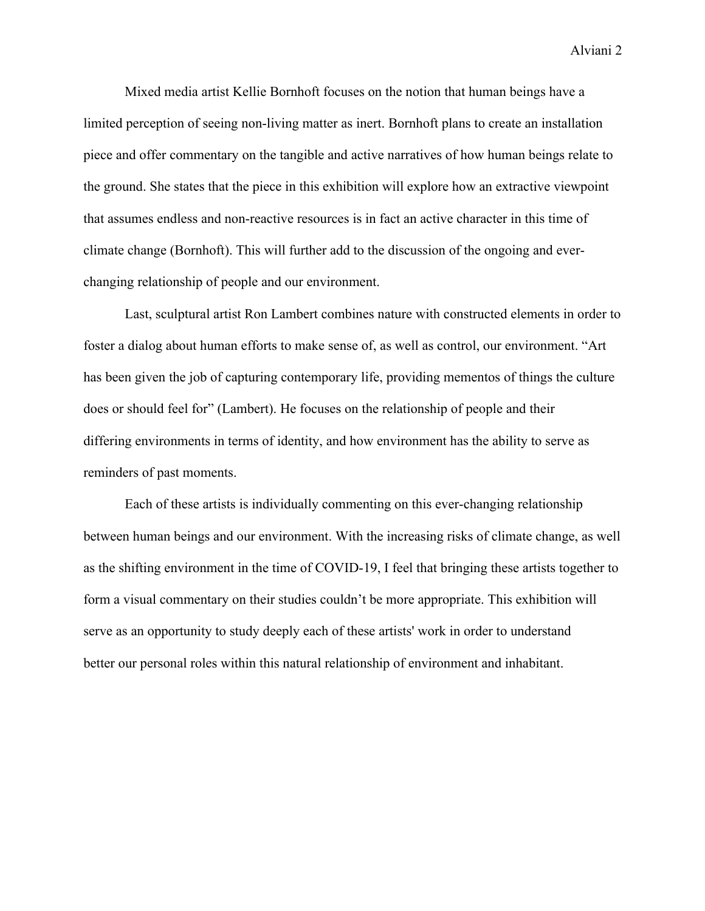Mixed media artist Kellie Bornhoft focuses on the notion that human beings have a limited perception of seeing non-living matter as inert. Bornhoft plans to create an installation piece and offer commentary on the tangible and active narratives of how human beings relate to the ground. She states that the piece in this exhibition will explore how an extractive viewpoint that assumes endless and non-reactive resources is in fact an active character in this time of climate change (Bornhoft). This will further add to the discussion of the ongoing and ever-changing relationship of people and our environment.

Last, sculptural artist Ron Lambert combines nature with constructed elements in order to foster a dialog about human efforts to make sense of, as well as control, our environment. "Art has been given the job of capturing contemporary life, providing mementos of things the culture does or should feel for" (Lambert). He focuses on the relationship of people and their differing environments in terms of identity, and how environment has the ability to serve as reminders of past moments.

Each of these artists is individually commenting on this ever-changing relationship between human beings and our environment. With the increasing risks of climate change, as well as the shifting environment in the time of COVID-19, I feel that bringing these artists together to form a visual commentary on their studies couldn't be more appropriate. This exhibition will serve as an opportunity to study deeply each of these artists' work in order to understand better our personal roles within this natural relationship of environment and inhabitant.